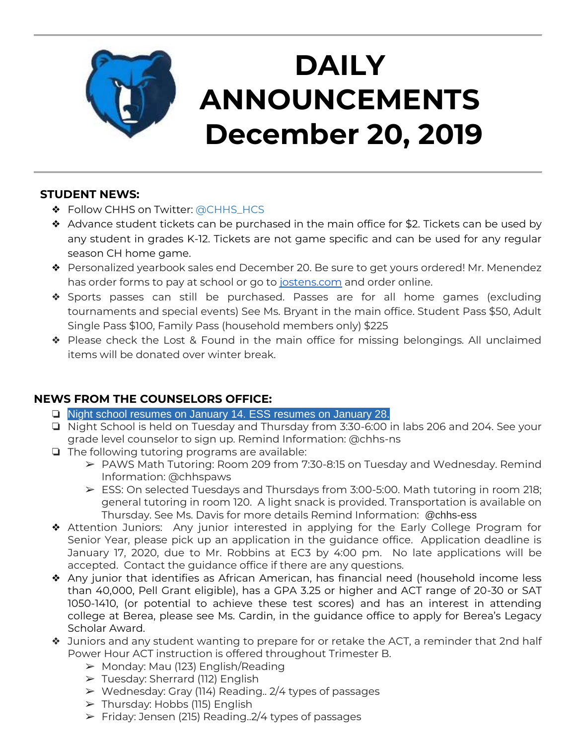# DAILY ANNOUNCEMENTS December 20, 2019

## STUDENT NEWS:

- Follow CHHS on Twitter: @CHHS_HCS
- Advance student tickets can be purchased in the main office for $2. Tickets can be used by any student in grades K-12. Tickets are not game specific and can be used for any regular season CH home game.
- Personalized yearbook sales end December 20. Be sure to get yours ordered! Mr. Menendez has order forms to pay at school or go to jostens.com and order online.
- Sports passes can still be purchased. Passes are for all home games (excluding tournaments and special events) See Ms. Bryant in the main office. Student Pass $50, Adult Single Pass $100, Family Pass (household members only) $225
- Please check the Lost & Found in the main office for missing belongings. All unclaimed items will be donated over winter break.

## NEWS FROM THE COUNSELORS OFFICE:

- Night school resumes on January 14. ESS resumes on January 28.
- Night School is held on Tuesday and Thursday from 3:30-6:00 in labs 206 and 204. See your grade level counselor to sign up. Remind Information: @chhs-ns
- The following tutoring programs are available:
  - PAWS Math Tutoring: Room 209 from 7:30-8:15 on Tuesday and Wednesday. Remind Information: @chhspaws
  - ESS: On selected Tuesdays and Thursdays from 3:00-5:00. Math tutoring in room 218; general tutoring in room 120. A light snack is provided. Transportation is available on Thursday. See Ms. Davis for more details Remind Information: @chhs-ess
- Attention Juniors: Any junior interested in applying for the Early College Program for Senior Year, please pick up an application in the guidance office. Application deadline is January 17, 2020, due to Mr. Robbins at EC3 by 4:00 pm. No late applications will be accepted. Contact the guidance office if there are any questions.
- Any junior that identifies as African American, has financial need (household income less than 40,000, Pell Grant eligible), has a GPA 3.25 or higher and ACT range of 20-30 or SAT 1050-1410, (or potential to achieve these test scores) and has an interest in attending college at Berea, please see Ms. Cardin, in the guidance office to apply for Berea's Legacy Scholar Award.
- Juniors and any student wanting to prepare for or retake the ACT, a reminder that 2nd half Power Hour ACT instruction is offered throughout Trimester B.
  - Monday: Mau (123) English/Reading
  - Tuesday: Sherrard (112) English
  - Wednesday: Gray (114) Reading.. 2/4 types of passages
  - Thursday: Hobbs (115) English
  - Friday: Jensen (215) Reading..2/4 types of passages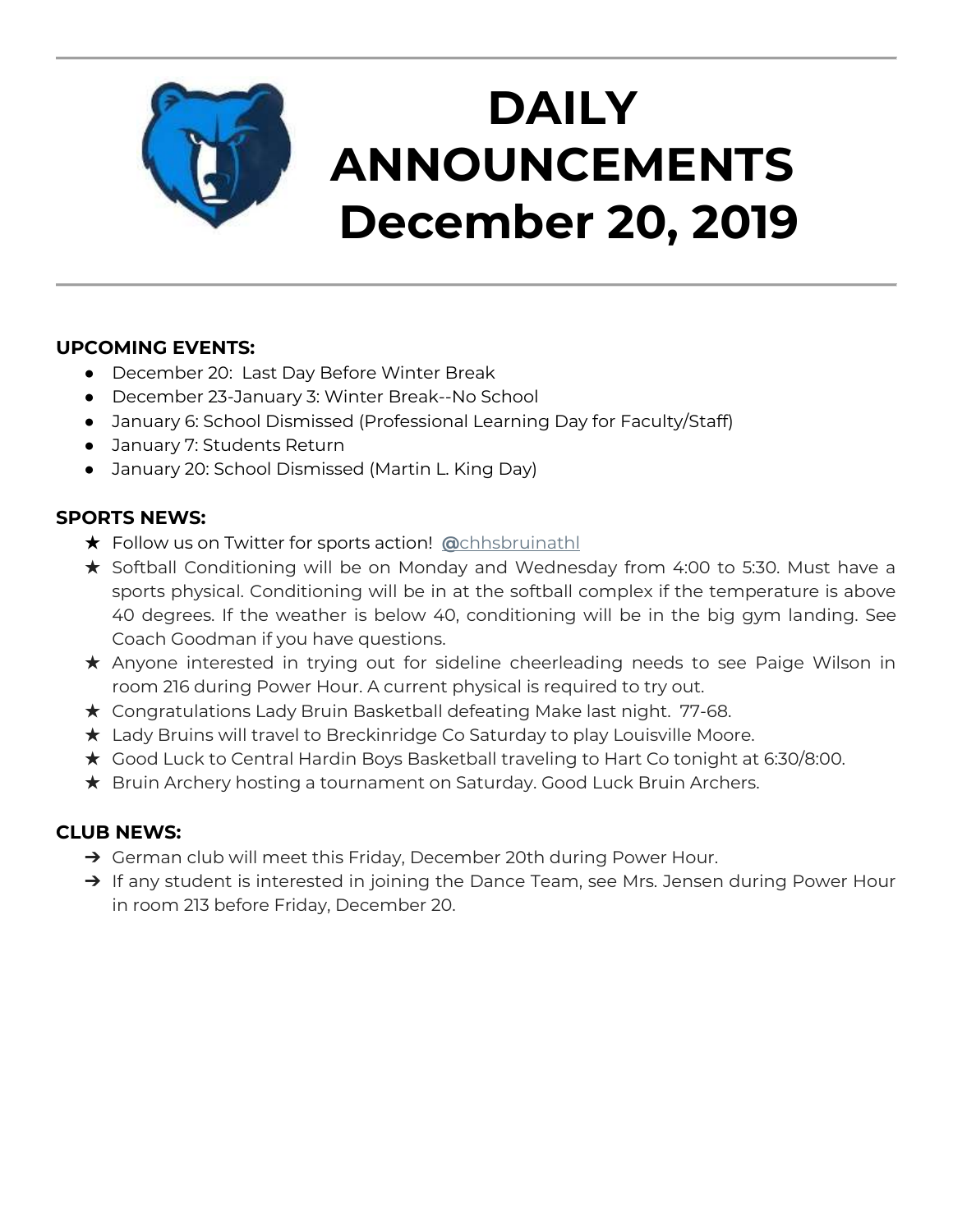# DAILY ANNOUNCEMENTS December 20, 2019

**UPCOMING EVENTS:**

- December 20: Last Day Before Winter Break
- December 23-January 3: Winter Break--No School
- January 6: School Dismissed (Professional Learning Day for Faculty/Staff)
- January 7: Students Return
- January 20: School Dismissed (Martin L. King Day)

**SPORTS NEWS:**

- Follow us on Twitter for sports action! @chhsbruinathl
- Softball Conditioning will be on Monday and Wednesday from 4:00 to 5:30. Must have a sports physical. Conditioning will be in at the softball complex if the temperature is above 40 degrees. If the weather is below 40, conditioning will be in the big gym landing. See Coach Goodman if you have questions.
- Anyone interested in trying out for sideline cheerleading needs to see Paige Wilson in room 216 during Power Hour. A current physical is required to try out.
- Congratulations Lady Bruin Basketball defeating Make last night. 77-68.
- Lady Bruins will travel to Breckinridge Co Saturday to play Louisville Moore.
- Good Luck to Central Hardin Boys Basketball traveling to Hart Co tonight at 6:30/8:00.
- Bruin Archery hosting a tournament on Saturday. Good Luck Bruin Archers.

**CLUB NEWS:**

- German club will meet this Friday, December 20th during Power Hour.
- If any student is interested in joining the Dance Team, see Mrs. Jensen during Power Hour in room 213 before Friday, December 20.